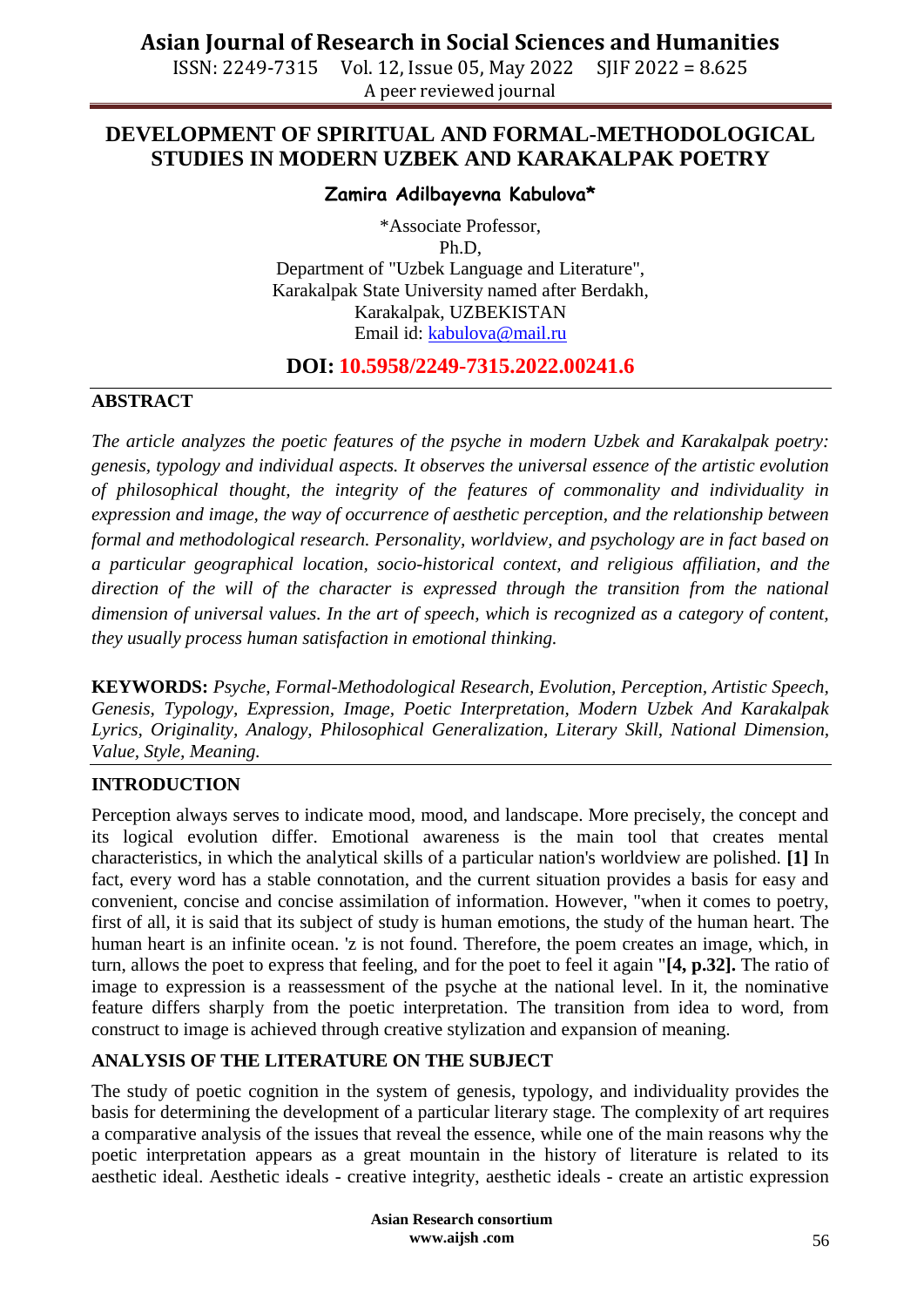# DEVELOPMENT OF SPIRITUAL AND FORMAL-METHODOLOGICAL STUDIES IN MODERN UZBEK AND KARAKALPAK POETRY

**Zamira Adilbayevna Kabulova***

*Associate Professor,
Ph.D,
Department of "Uzbek Language and Literature",
Karakalpak State University named after Berdakh,
Karakalpak, UZBEKISTAN
Email id: kabulova@mail.ru

**DOI: 10.5958/2249-7315.2022.00241.6**

## ABSTRACT

*The article analyzes the poetic features of the psyche in modern Uzbek and Karakalpak poetry: genesis, typology and individual aspects. It observes the universal essence of the artistic evolution of philosophical thought, the integrity of the features of commonality and individuality in expression and image, the way of occurrence of aesthetic perception, and the relationship between formal and methodological research. Personality, worldview, and psychology are in fact based on a particular geographical location, socio-historical context, and religious affiliation, and the direction of the will of the character is expressed through the transition from the national dimension of universal values. In the art of speech, which is recognized as a category of content, they usually process human satisfaction in emotional thinking.*

**KEYWORDS:** *Psyche, Formal-Methodological Research, Evolution, Perception, Artistic Speech, Genesis, Typology, Expression, Image, Poetic Interpretation, Modern Uzbek And Karakalpak Lyrics, Originality, Analogy, Philosophical Generalization, Literary Skill, National Dimension, Value, Style, Meaning.*

## INTRODUCTION

Perception always serves to indicate mood, mood, and landscape. More precisely, the concept and its logical evolution differ. Emotional awareness is the main tool that creates mental characteristics, in which the analytical skills of a particular nation's worldview are polished. **[1]** In fact, every word has a stable connotation, and the current situation provides a basis for easy and convenient, concise and concise assimilation of information. However, "when it comes to poetry, first of all, it is said that its subject of study is human emotions, the study of the human heart. The human heart is an infinite ocean. 'z is not found. Therefore, the poem creates an image, which, in turn, allows the poet to express that feeling, and for the poet to feel it again "**[4, p.32].** The ratio of image to expression is a reassessment of the psyche at the national level. In it, the nominative feature differs sharply from the poetic interpretation. The transition from idea to word, from construct to image is achieved through creative stylization and expansion of meaning.

## ANALYSIS OF THE LITERATURE ON THE SUBJECT

The study of poetic cognition in the system of genesis, typology, and individuality provides the basis for determining the development of a particular literary stage. The complexity of art requires a comparative analysis of the issues that reveal the essence, while one of the main reasons why the poetic interpretation appears as a great mountain in the history of literature is related to its aesthetic ideal. Aesthetic ideals - creative integrity, aesthetic ideals - create an artistic expression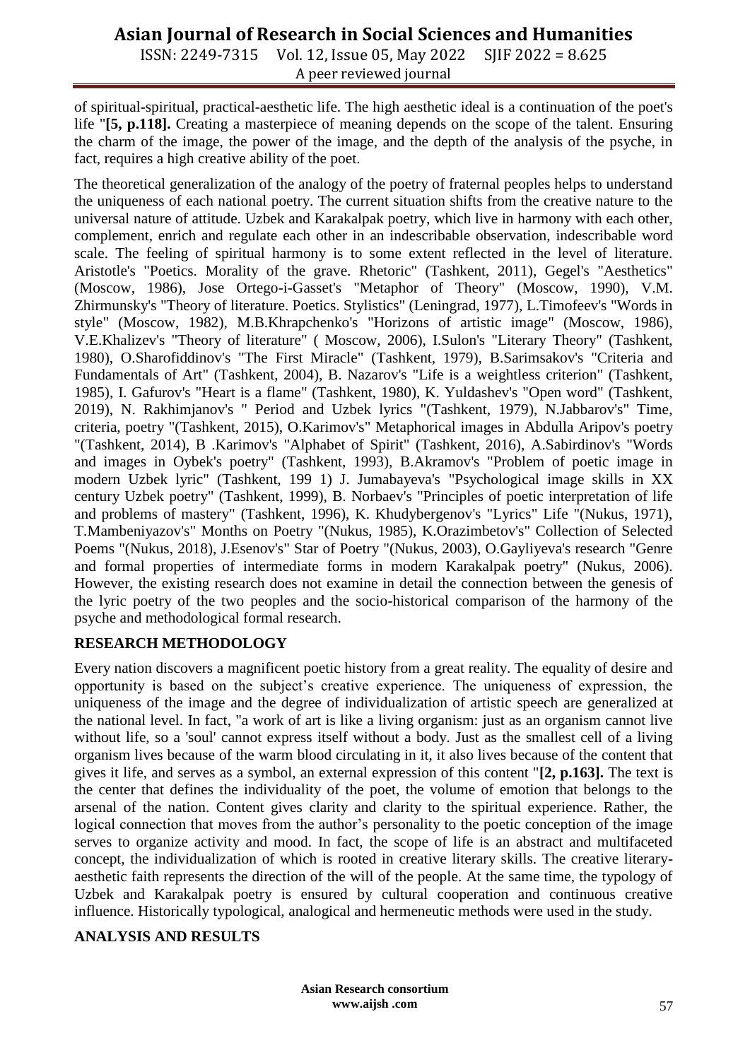of spiritual-spiritual, practical-aesthetic life. The high aesthetic ideal is a continuation of the poet's life "**[5, p.118].** Creating a masterpiece of meaning depends on the scope of the talent. Ensuring the charm of the image, the power of the image, and the depth of the analysis of the psyche, in fact, requires a high creative ability of the poet.

The theoretical generalization of the analogy of the poetry of fraternal peoples helps to understand the uniqueness of each national poetry. The current situation shifts from the creative nature to the universal nature of attitude. Uzbek and Karakalpak poetry, which live in harmony with each other, complement, enrich and regulate each other in an indescribable observation, indescribable word scale. The feeling of spiritual harmony is to some extent reflected in the level of literature. Aristotle's "Poetics. Morality of the grave. Rhetoric" (Tashkent, 2011), Gegel's "Aesthetics" (Moscow, 1986), Jose Ortego-i-Gasset's "Metaphor of Theory" (Moscow, 1990), V.M. Zhirmunsky's "Theory of literature. Poetics. Stylistics" (Leningrad, 1977), L.Timofeev's "Words in style" (Moscow, 1982), M.B.Khrapchenko's "Horizons of artistic image" (Moscow, 1986), V.E.Khalizev's "Theory of literature" ( Moscow, 2006), I.Sulon's "Literary Theory" (Tashkent, 1980), O.Sharofiddinov's "The First Miracle" (Tashkent, 1979), B.Sarimsakov's "Criteria and Fundamentals of Art" (Tashkent, 2004), B. Nazarov's "Life is a weightless criterion" (Tashkent, 1985), I. Gafurov's "Heart is a flame" (Tashkent, 1980), K. Yuldashev's "Open word" (Tashkent, 2019), N. Rakhimjanov's " Period and Uzbek lyrics "(Tashkent, 1979), N.Jabbarov's" Time, criteria, poetry "(Tashkent, 2015), O.Karimov's" Metaphorical images in Abdulla Aripov's poetry "(Tashkent, 2014), B .Karimov's "Alphabet of Spirit" (Tashkent, 2016), A.Sabirdinov's "Words and images in Oybek's poetry" (Tashkent, 1993), B.Akramov's "Problem of poetic image in modern Uzbek lyric" (Tashkent, 199 1) J. Jumabayeva's "Psychological image skills in XX century Uzbek poetry" (Tashkent, 1999), B. Norbaev's "Principles of poetic interpretation of life and problems of mastery" (Tashkent, 1996), K. Khudybergenov's "Lyrics" Life "(Nukus, 1971), T.Mambeniyazov's" Months on Poetry "(Nukus, 1985), K.Orazimbetov's" Collection of Selected Poems "(Nukus, 2018), J.Esenov's" Star of Poetry "(Nukus, 2003), O.Gayliyeva's research "Genre and formal properties of intermediate forms in modern Karakalpak poetry" (Nukus, 2006). However, the existing research does not examine in detail the connection between the genesis of the lyric poetry of the two peoples and the socio-historical comparison of the harmony of the psyche and methodological formal research.

## RESEARCH METHODOLOGY

Every nation discovers a magnificent poetic history from a great reality. The equality of desire and opportunity is based on the subject's creative experience. The uniqueness of expression, the uniqueness of the image and the degree of individualization of artistic speech are generalized at the national level. In fact, "a work of art is like a living organism: just as an organism cannot live without life, so a 'soul' cannot express itself without a body. Just as the smallest cell of a living organism lives because of the warm blood circulating in it, it also lives because of the content that gives it life, and serves as a symbol, an external expression of this content "**[2, p.163].** The text is the center that defines the individuality of the poet, the volume of emotion that belongs to the arsenal of the nation. Content gives clarity and clarity to the spiritual experience. Rather, the logical connection that moves from the author's personality to the poetic conception of the image serves to organize activity and mood. In fact, the scope of life is an abstract and multifaceted concept, the individualization of which is rooted in creative literary skills. The creative literary-aesthetic faith represents the direction of the will of the people. At the same time, the typology of Uzbek and Karakalpak poetry is ensured by cultural cooperation and continuous creative influence. Historically typological, analogical and hermeneutic methods were used in the study.

## ANALYSIS AND RESULTS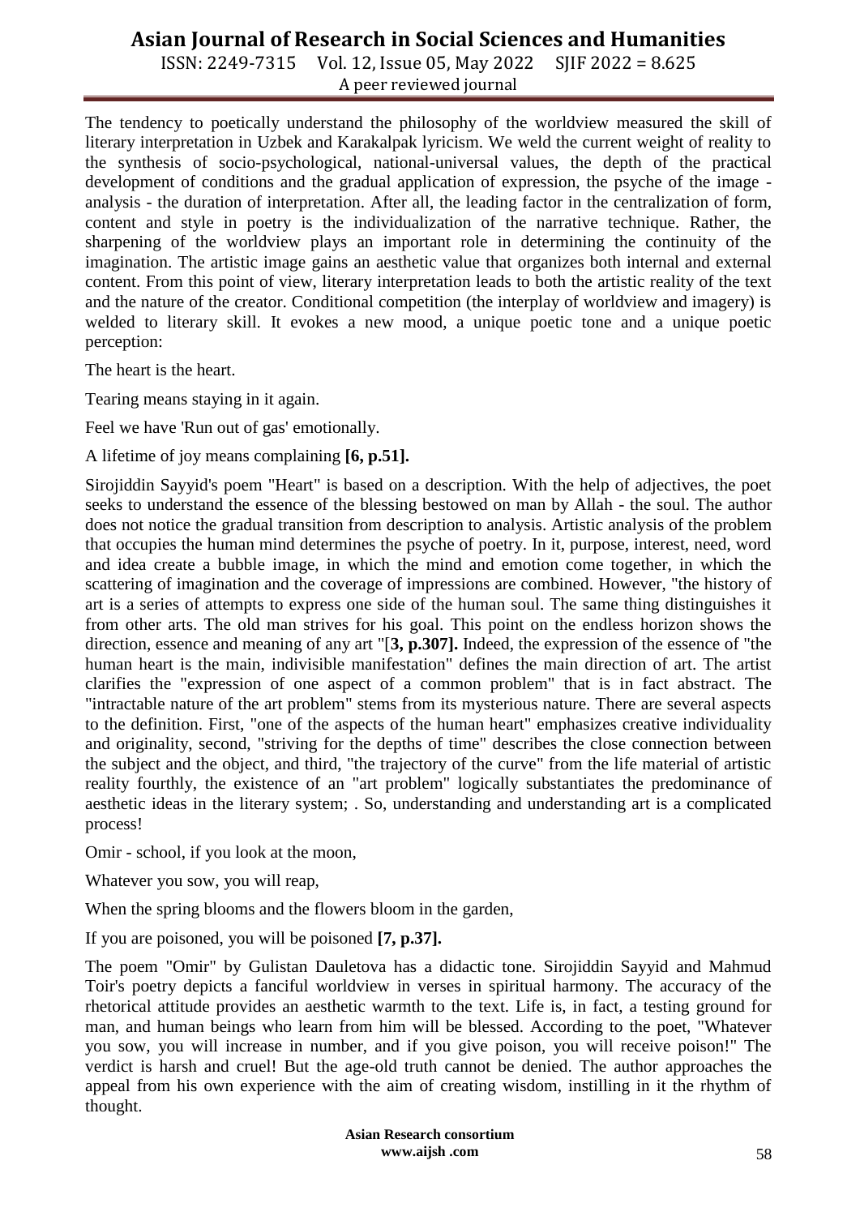The tendency to poetically understand the philosophy of the worldview measured the skill of literary interpretation in Uzbek and Karakalpak lyricism. We weld the current weight of reality to the synthesis of socio-psychological, national-universal values, the depth of the practical development of conditions and the gradual application of expression, the psyche of the image - analysis - the duration of interpretation. After all, the leading factor in the centralization of form, content and style in poetry is the individualization of the narrative technique. Rather, the sharpening of the worldview plays an important role in determining the continuity of the imagination. The artistic image gains an aesthetic value that organizes both internal and external content. From this point of view, literary interpretation leads to both the artistic reality of the text and the nature of the creator. Conditional competition (the interplay of worldview and imagery) is welded to literary skill. It evokes a new mood, a unique poetic tone and a unique poetic perception:

The heart is the heart.

Tearing means staying in it again.

Feel we have 'Run out of gas' emotionally.

A lifetime of joy means complaining **[6, p.51].**

Sirojiddin Sayyid's poem "Heart" is based on a description. With the help of adjectives, the poet seeks to understand the essence of the blessing bestowed on man by Allah - the soul. The author does not notice the gradual transition from description to analysis. Artistic analysis of the problem that occupies the human mind determines the psyche of poetry. In it, purpose, interest, need, word and idea create a bubble image, in which the mind and emotion come together, in which the scattering of imagination and the coverage of impressions are combined. However, "the history of art is a series of attempts to express one side of the human soul. The same thing distinguishes it from other arts. The old man strives for his goal. This point on the endless horizon shows the direction, essence and meaning of any art "[**3, p.307].** Indeed, the expression of the essence of "the human heart is the main, indivisible manifestation" defines the main direction of art. The artist clarifies the "expression of one aspect of a common problem" that is in fact abstract. The "intractable nature of the art problem" stems from its mysterious nature. There are several aspects to the definition. First, "one of the aspects of the human heart" emphasizes creative individuality and originality, second, "striving for the depths of time" describes the close connection between the subject and the object, and third, "the trajectory of the curve" from the life material of artistic reality fourthly, the existence of an "art problem" logically substantiates the predominance of aesthetic ideas in the literary system; . So, understanding and understanding art is a complicated process!

Omir - school, if you look at the moon,

Whatever you sow, you will reap,

When the spring blooms and the flowers bloom in the garden,

If you are poisoned, you will be poisoned **[7, p.37].**

The poem "Omir" by Gulistan Dauletova has a didactic tone. Sirojiddin Sayyid and Mahmud Toir's poetry depicts a fanciful worldview in verses in spiritual harmony. The accuracy of the rhetorical attitude provides an aesthetic warmth to the text. Life is, in fact, a testing ground for man, and human beings who learn from him will be blessed. According to the poet, "Whatever you sow, you will increase in number, and if you give poison, you will receive poison!" The verdict is harsh and cruel! But the age-old truth cannot be denied. The author approaches the appeal from his own experience with the aim of creating wisdom, instilling in it the rhythm of thought.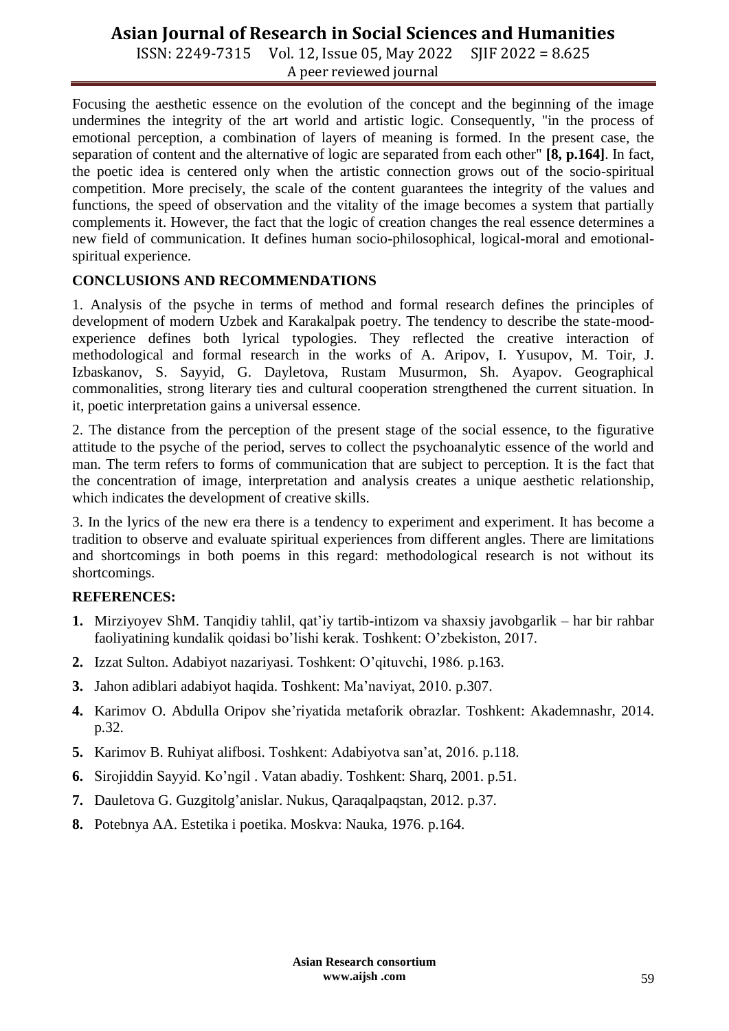Focusing the aesthetic essence on the evolution of the concept and the beginning of the image undermines the integrity of the art world and artistic logic. Consequently, "in the process of emotional perception, a combination of layers of meaning is formed. In the present case, the separation of content and the alternative of logic are separated from each other" **[8, p.164]**. In fact, the poetic idea is centered only when the artistic connection grows out of the socio-spiritual competition. More precisely, the scale of the content guarantees the integrity of the values and functions, the speed of observation and the vitality of the image becomes a system that partially complements it. However, the fact that the logic of creation changes the real essence determines a new field of communication. It defines human socio-philosophical, logical-moral and emotional-spiritual experience.

## CONCLUSIONS AND RECOMMENDATIONS

1. Analysis of the psyche in terms of method and formal research defines the principles of development of modern Uzbek and Karakalpak poetry. The tendency to describe the state-mood-experience defines both lyrical typologies. They reflected the creative interaction of methodological and formal research in the works of A. Aripov, I. Yusupov, M. Toir, J. Izbaskanov, S. Sayyid, G. Dayletova, Rustam Musurmon, Sh. Ayapov. Geographical commonalities, strong literary ties and cultural cooperation strengthened the current situation. In it, poetic interpretation gains a universal essence.

2. The distance from the perception of the present stage of the social essence, to the figurative attitude to the psyche of the period, serves to collect the psychoanalytic essence of the world and man. The term refers to forms of communication that are subject to perception. It is the fact that the concentration of image, interpretation and analysis creates a unique aesthetic relationship, which indicates the development of creative skills.

3. In the lyrics of the new era there is a tendency to experiment and experiment. It has become a tradition to observe and evaluate spiritual experiences from different angles. There are limitations and shortcomings in both poems in this regard: methodological research is not without its shortcomings.

## REFERENCES:

1. Mirziyoyev ShM. Tanqidiy tahlil, qat'iy tartib-intizom va shaxsiy javobgarlik – har bir rahbar faoliyatining kundalik qoidasi bo'lishi kerak. Toshkent: O'zbekiston, 2017.
2. Izzat Sulton. Adabiyot nazariyasi. Toshkent: O'qituvchi, 1986. p.163.
3. Jahon adiblari adabiyot haqida. Toshkent: Ma'naviyat, 2010. p.307.
4. Karimov O. Abdulla Oripov she'riyatida metaforik obrazlar. Toshkent: Akademnashr, 2014. p.32.
5. Karimov B. Ruhiyat alifbosi. Toshkent: Adabiyotva san'at, 2016. p.118.
6. Sirojiddin Sayyid. Ko'ngil . Vatan abadiy. Toshkent: Sharq, 2001. p.51.
7. Dauletova G. Guzgitolg'anislar. Nukus, Qaraqalpaqstan, 2012. p.37.
8. Potebnya AA. Estetika i poetika. Moskva: Nauka, 1976. p.164.